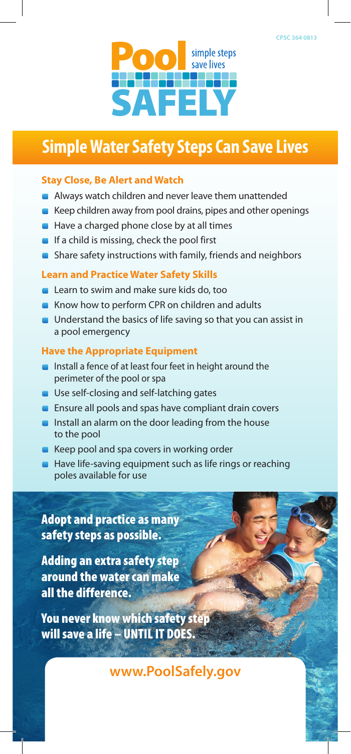CPSC 364 0813

# Pool SAFELY

simple steps save lives

## Simple Water Safety Steps Can Save Lives

### Stay Close, Be Alert and Watch

- Always watch children and never leave them unattended
- Keep children away from pool drains, pipes and other openings
- Have a charged phone close by at all times
- If a child is missing, check the pool first
- Share safety instructions with family, friends and neighbors

### Learn and Practice Water Safety Skills

- Learn to swim and make sure kids do, too
- Know how to perform CPR on children and adults
- Understand the basics of life saving so that you can assist in a pool emergency

### Have the Appropriate Equipment

- Install a fence of at least four feet in height around the perimeter of the pool or spa
- Use self-closing and self-latching gates
- Ensure all pools and spas have compliant drain covers
- Install an alarm on the door leading from the house to the pool
- Keep pool and spa covers in working order
- Have life-saving equipment such as life rings or reaching poles available for use

**Adopt and practice as many safety steps as possible.**

**Adding an extra safety step around the water can make all the difference.**

**You never know which safety step will save a life – UNTIL IT DOES.**

**www.PoolSafely.gov**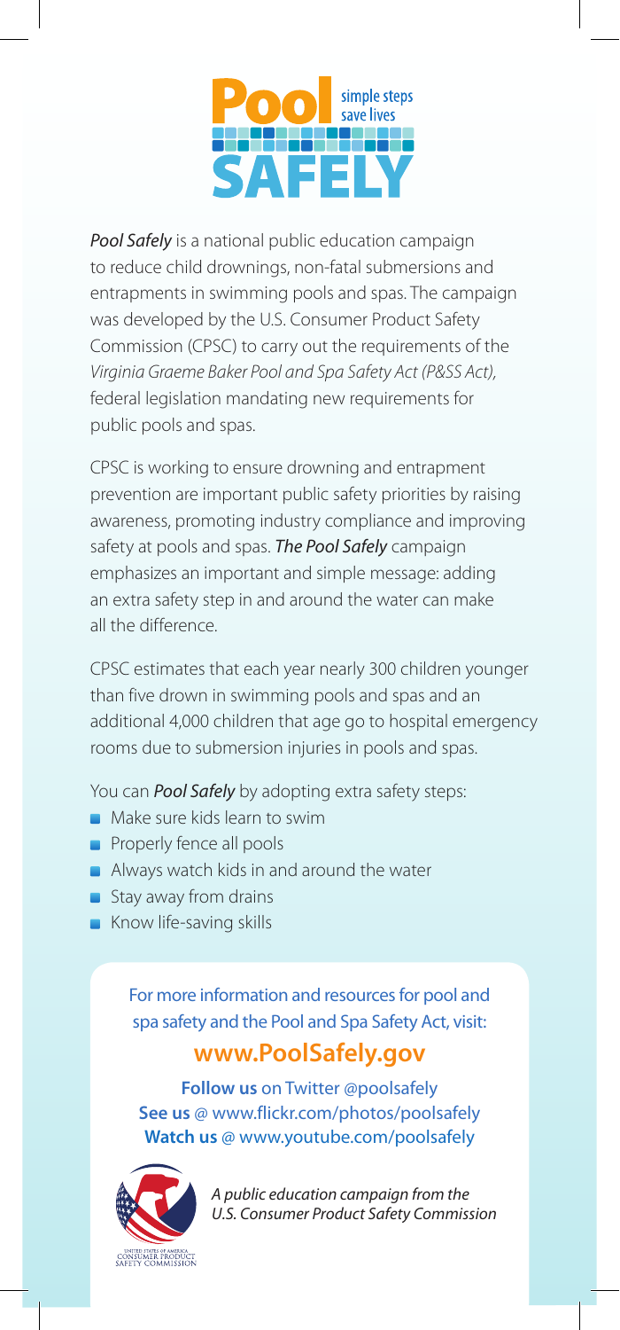# Pool SAFELY

simple steps save lives

*Pool Safely* is a national public education campaign to reduce child drownings, non-fatal submersions and entrapments in swimming pools and spas. The campaign was developed by the U.S. Consumer Product Safety Commission (CPSC) to carry out the requirements of the *Virginia Graeme Baker Pool and Spa Safety Act (P&SS Act)*, federal legislation mandating new requirements for public pools and spas.

CPSC is working to ensure drowning and entrapment prevention are important public safety priorities by raising awareness, promoting industry compliance and improving safety at pools and spas. ***The Pool Safely*** campaign emphasizes an important and simple message: adding an extra safety step in and around the water can make all the difference.

CPSC estimates that each year nearly 300 children younger than five drown in swimming pools and spas and an additional 4,000 children that age go to hospital emergency rooms due to submersion injuries in pools and spas.

You can ***Pool Safely*** by adopting extra safety steps:

- Make sure kids learn to swim
- Properly fence all pools
- Always watch kids in and around the water
- Stay away from drains
- Know life-saving skills

For more information and resources for pool and spa safety and the Pool and Spa Safety Act, visit:

**www.PoolSafely.gov**

**Follow us** on Twitter @poolsafely
**See us** @ www.flickr.com/photos/poolsafely
**Watch us** @ www.youtube.com/poolsafely

UNITED STATES OF AMERICA CONSUMER PRODUCT SAFETY COMMISSION

*A public education campaign from the U.S. Consumer Product Safety Commission*